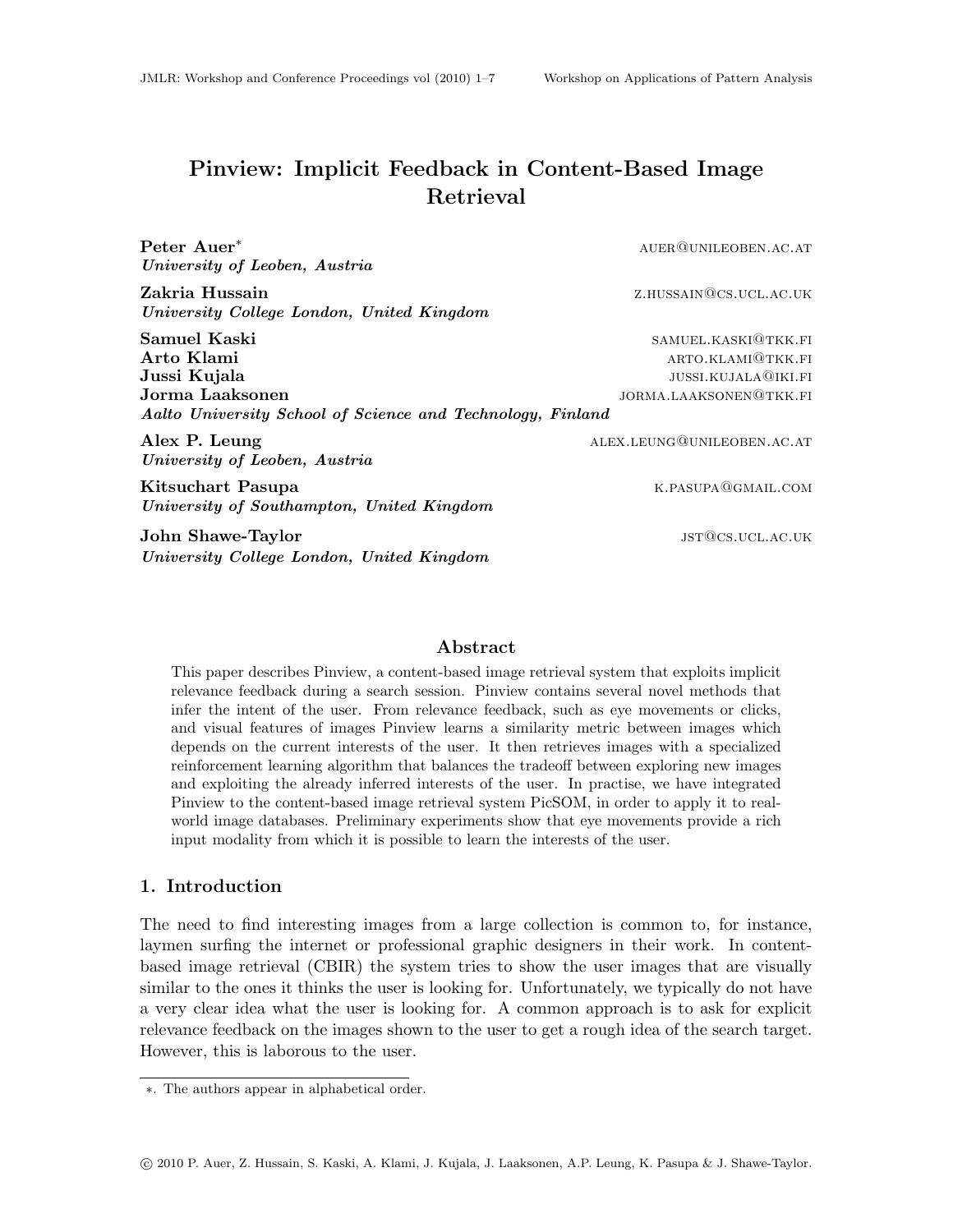# Pinview: Implicit Feedback in Content-Based Image Retrieval

**Peter Auer*** AUER@UNILEOBEN.AC.AT
*University of Leoben, Austria*

**Zakria Hussain** Z.HUSSAIN@CS.UCL.AC.UK
*University College London, United Kingdom*

**Samuel Kaski** SAMUEL.KASKI@TKK.FI
**Arto Klami** ARTO.KLAMI@TKK.FI
**Jussi Kujala** JUSSI.KUJALA@IKI.FI
**Jorma Laaksonen** JORMA.LAAKSONEN@TKK.FI
*Aalto University School of Science and Technology, Finland*

**Alex P. Leung** ALEX.LEUNG@UNILEOBEN.AC.AT
*University of Leoben, Austria*

**Kitsuchart Pasupa** K.PASUPA@GMAIL.COM
*University of Southampton, United Kingdom*

**John Shawe-Taylor** JST@CS.UCL.AC.UK
*University College London, United Kingdom*

## Abstract

This paper describes Pinview, a content-based image retrieval system that exploits implicit relevance feedback during a search session. Pinview contains several novel methods that infer the intent of the user. From relevance feedback, such as eye movements or clicks, and visual features of images Pinview learns a similarity metric between images which depends on the current interests of the user. It then retrieves images with a specialized reinforcement learning algorithm that balances the tradeoff between exploring new images and exploiting the already inferred interests of the user. In practise, we have integrated Pinview to the content-based image retrieval system PicSOM, in order to apply it to real-world image databases. Preliminary experiments show that eye movements provide a rich input modality from which it is possible to learn the interests of the user.

## 1. Introduction

The need to find interesting images from a large collection is common to, for instance, laymen surfing the internet or professional graphic designers in their work. In content-based image retrieval (CBIR) the system tries to show the user images that are visually similar to the ones it thinks the user is looking for. Unfortunately, we typically do not have a very clear idea what the user is looking for. A common approach is to ask for explicit relevance feedback on the images shown to the user to get a rough idea of the search target. However, this is laborous to the user.

*. The authors appear in alphabetical order.

© 2010 P. Auer, Z. Hussain, S. Kaski, A. Klami, J. Kujala, J. Laaksonen, A.P. Leung, K. Pasupa & J. Shawe-Taylor.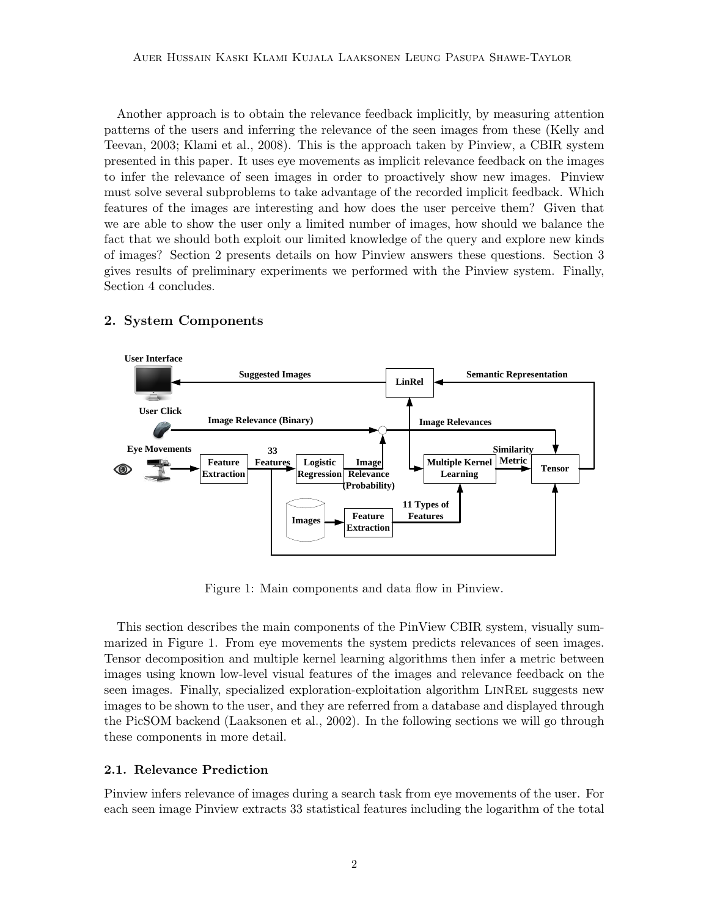Another approach is to obtain the relevance feedback implicitly, by measuring attention patterns of the users and inferring the relevance of the seen images from these (Kelly and Teevan, 2003; Klami et al., 2008). This is the approach taken by Pinview, a CBIR system presented in this paper. It uses eye movements as implicit relevance feedback on the images to infer the relevance of seen images in order to proactively show new images. Pinview must solve several subproblems to take advantage of the recorded implicit feedback. Which features of the images are interesting and how does the user perceive them? Given that we are able to show the user only a limited number of images, how should we balance the fact that we should both exploit our limited knowledge of the query and explore new kinds of images? Section 2 presents details on how Pinview answers these questions. Section 3 gives results of preliminary experiments we performed with the Pinview system. Finally, Section 4 concludes.

## 2. System Components

Figure 1: Main components and data flow in Pinview.

This section describes the main components of the PinView CBIR system, visually summarized in Figure 1. From eye movements the system predicts relevances of seen images. Tensor decomposition and multiple kernel learning algorithms then infer a metric between images using known low-level visual features of the images and relevance feedback on the seen images. Finally, specialized exploration-exploitation algorithm LinRel suggests new images to be shown to the user, and they are referred from a database and displayed through the PicSOM backend (Laaksonen et al., 2002). In the following sections we will go through these components in more detail.

### 2.1. Relevance Prediction

Pinview infers relevance of images during a search task from eye movements of the user. For each seen image Pinview extracts 33 statistical features including the logarithm of the total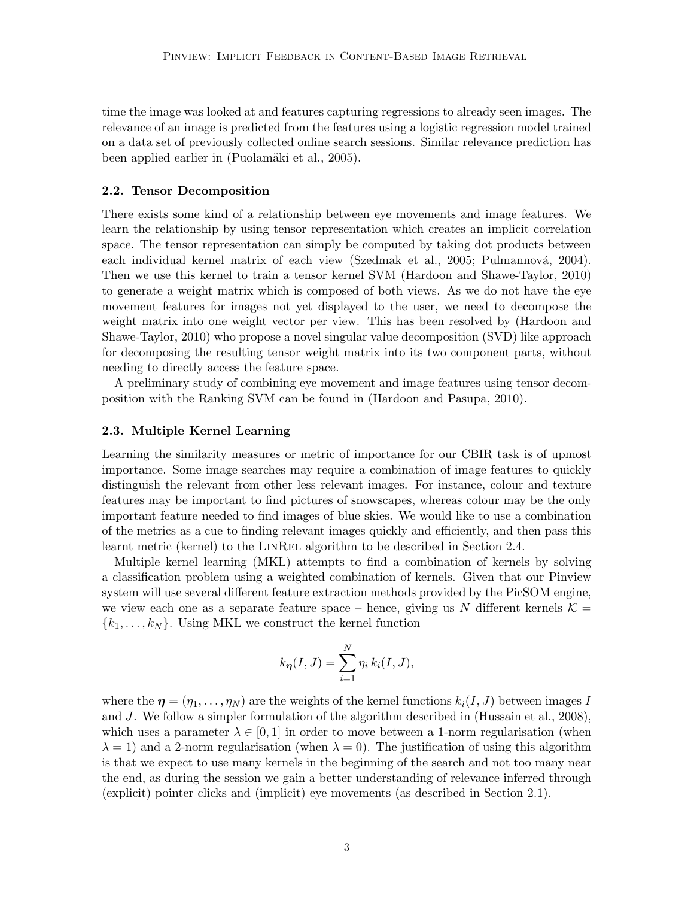time the image was looked at and features capturing regressions to already seen images. The relevance of an image is predicted from the features using a logistic regression model trained on a data set of previously collected online search sessions. Similar relevance prediction has been applied earlier in (Puolamäki et al., 2005).

### 2.2. Tensor Decomposition

There exists some kind of a relationship between eye movements and image features. We learn the relationship by using tensor representation which creates an implicit correlation space. The tensor representation can simply be computed by taking dot products between each individual kernel matrix of each view (Szedmak et al., 2005; Pulmannová, 2004). Then we use this kernel to train a tensor kernel SVM (Hardoon and Shawe-Taylor, 2010) to generate a weight matrix which is composed of both views. As we do not have the eye movement features for images not yet displayed to the user, we need to decompose the weight matrix into one weight vector per view. This has been resolved by (Hardoon and Shawe-Taylor, 2010) who propose a novel singular value decomposition (SVD) like approach for decomposing the resulting tensor weight matrix into its two component parts, without needing to directly access the feature space.

A preliminary study of combining eye movement and image features using tensor decomposition with the Ranking SVM can be found in (Hardoon and Pasupa, 2010).

### 2.3. Multiple Kernel Learning

Learning the similarity measures or metric of importance for our CBIR task is of upmost importance. Some image searches may require a combination of image features to quickly distinguish the relevant from other less relevant images. For instance, colour and texture features may be important to find pictures of snowscapes, whereas colour may be the only important feature needed to find images of blue skies. We would like to use a combination of the metrics as a cue to finding relevant images quickly and efficiently, and then pass this learnt metric (kernel) to the LinRel algorithm to be described in Section 2.4.

Multiple kernel learning (MKL) attempts to find a combination of kernels by solving a classification problem using a weighted combination of kernels. Given that our Pinview system will use several different feature extraction methods provided by the PicSOM engine, we view each one as a separate feature space – hence, giving us $N$ different kernels $\mathcal{K} = \{k_1, \ldots, k_N\}$. Using MKL we construct the kernel function

$$k_{\boldsymbol{\eta}}(I, J) = \sum_{i=1}^{N} \eta_i \, k_i(I, J),$$

where the $\boldsymbol{\eta} = (\eta_1, \ldots, \eta_N)$ are the weights of the kernel functions $k_i(I, J)$ between images $I$ and $J$. We follow a simpler formulation of the algorithm described in (Hussain et al., 2008), which uses a parameter $\lambda \in [0, 1]$ in order to move between a 1-norm regularisation (when $\lambda = 1$) and a 2-norm regularisation (when $\lambda = 0$). The justification of using this algorithm is that we expect to use many kernels in the beginning of the search and not too many near the end, as during the session we gain a better understanding of relevance inferred through (explicit) pointer clicks and (implicit) eye movements (as described in Section 2.1).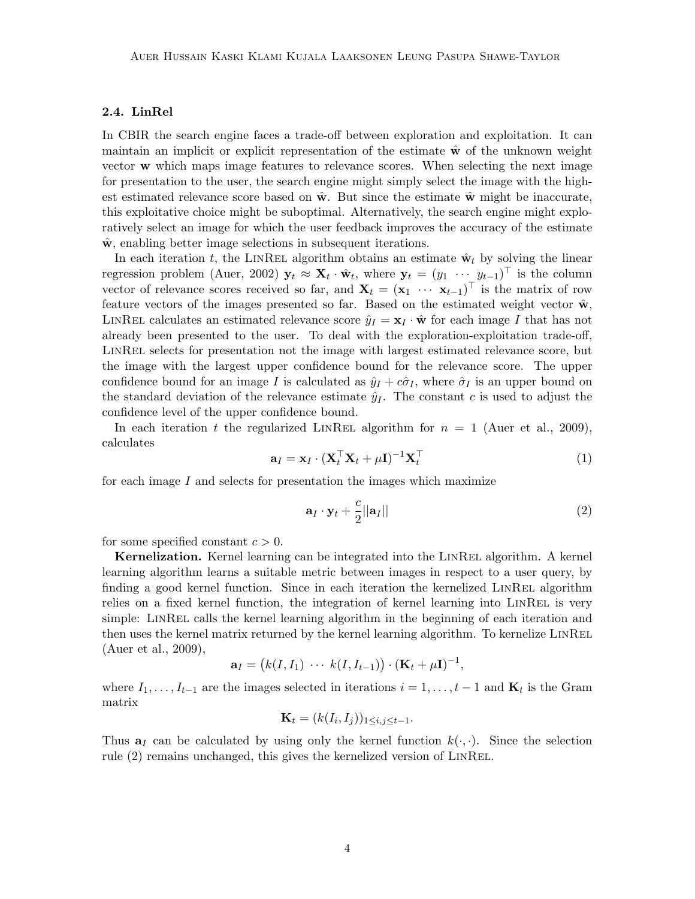### 2.4. LinRel

In CBIR the search engine faces a trade-off between exploration and exploitation. It can maintain an implicit or explicit representation of the estimate $\hat{\mathbf{w}}$ of the unknown weight vector $\mathbf{w}$ which maps image features to relevance scores. When selecting the next image for presentation to the user, the search engine might simply select the image with the highest estimated relevance score based on $\hat{\mathbf{w}}$. But since the estimate $\hat{\mathbf{w}}$ might be inaccurate, this exploitative choice might be suboptimal. Alternatively, the search engine might exploratively select an image for which the user feedback improves the accuracy of the estimate $\hat{\mathbf{w}}$, enabling better image selections in subsequent iterations.

In each iteration $t$, the LinRel algorithm obtains an estimate $\hat{\mathbf{w}}_t$ by solving the linear regression problem (Auer, 2002) $\mathbf{y}_t \approx \mathbf{X}_t \cdot \hat{\mathbf{w}}_t$, where $\mathbf{y}_t = (y_1 \ \cdots \ y_{t-1})^\top$ is the column vector of relevance scores received so far, and $\mathbf{X}_t = (\mathbf{x}_1 \ \cdots \ \mathbf{x}_{t-1})^\top$ is the matrix of row feature vectors of the images presented so far. Based on the estimated weight vector $\hat{\mathbf{w}}$, LinRel calculates an estimated relevance score $\hat{y}_I = \mathbf{x}_I \cdot \hat{\mathbf{w}}$ for each image $I$ that has not already been presented to the user. To deal with the exploration-exploitation trade-off, LinRel selects for presentation not the image with largest estimated relevance score, but the image with the largest upper confidence bound for the relevance score. The upper confidence bound for an image $I$ is calculated as $\hat{y}_I + c\hat{\sigma}_I$, where $\hat{\sigma}_I$ is an upper bound on the standard deviation of the relevance estimate $\hat{y}_I$. The constant $c$ is used to adjust the confidence level of the upper confidence bound.

In each iteration $t$ the regularized LinRel algorithm for $n = 1$ (Auer et al., 2009), calculates

$$\mathbf{a}_I = \mathbf{x}_I \cdot (\mathbf{X}_t^\top \mathbf{X}_t + \mu \mathbf{I})^{-1} \mathbf{X}_t^\top \tag{1}$$

for each image $I$ and selects for presentation the images which maximize

$$\mathbf{a}_I \cdot \mathbf{y}_t + \frac{c}{2} ||\mathbf{a}_I|| \tag{2}$$

for some specified constant $c > 0$.

**Kernelization.** Kernel learning can be integrated into the LinRel algorithm. A kernel learning algorithm learns a suitable metric between images in respect to a user query, by finding a good kernel function. Since in each iteration the kernelized LinRel algorithm relies on a fixed kernel function, the integration of kernel learning into LinRel is very simple: LinRel calls the kernel learning algorithm in the beginning of each iteration and then uses the kernel matrix returned by the kernel learning algorithm. To kernelize LinRel (Auer et al., 2009),

$$\mathbf{a}_I = \left(k(I, I_1) \ \cdots \ k(I, I_{t-1})\right) \cdot (\mathbf{K}_t + \mu \mathbf{I})^{-1},$$

where $I_1, \ldots, I_{t-1}$ are the images selected in iterations $i = 1, \ldots, t-1$ and $\mathbf{K}_t$ is the Gram matrix

$$\mathbf{K}_t = (k(I_i, I_j))_{1 \le i,j \le t-1}.$$

Thus $\mathbf{a}_I$ can be calculated by using only the kernel function $k(\cdot, \cdot)$. Since the selection rule (2) remains unchanged, this gives the kernelized version of LinRel.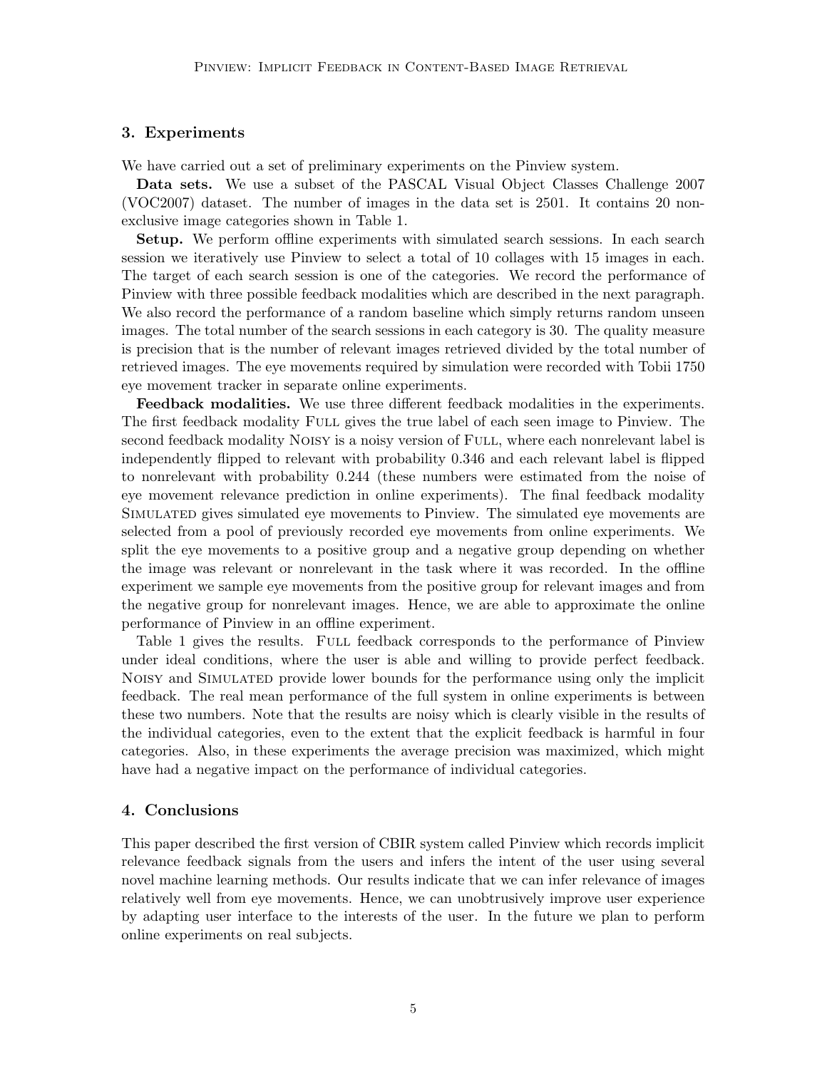## 3. Experiments

We have carried out a set of preliminary experiments on the Pinview system.

**Data sets.** We use a subset of the PASCAL Visual Object Classes Challenge 2007 (VOC2007) dataset. The number of images in the data set is 2501. It contains 20 non-exclusive image categories shown in Table 1.

**Setup.** We perform offline experiments with simulated search sessions. In each search session we iteratively use Pinview to select a total of 10 collages with 15 images in each. The target of each search session is one of the categories. We record the performance of Pinview with three possible feedback modalities which are described in the next paragraph. We also record the performance of a random baseline which simply returns random unseen images. The total number of the search sessions in each category is 30. The quality measure is precision that is the number of relevant images retrieved divided by the total number of retrieved images. The eye movements required by simulation were recorded with Tobii 1750 eye movement tracker in separate online experiments.

**Feedback modalities.** We use three different feedback modalities in the experiments. The first feedback modality Full gives the true label of each seen image to Pinview. The second feedback modality Noisy is a noisy version of Full, where each nonrelevant label is independently flipped to relevant with probability 0.346 and each relevant label is flipped to nonrelevant with probability 0.244 (these numbers were estimated from the noise of eye movement relevance prediction in online experiments). The final feedback modality Simulated gives simulated eye movements to Pinview. The simulated eye movements are selected from a pool of previously recorded eye movements from online experiments. We split the eye movements to a positive group and a negative group depending on whether the image was relevant or nonrelevant in the task where it was recorded. In the offline experiment we sample eye movements from the positive group for relevant images and from the negative group for nonrelevant images. Hence, we are able to approximate the online performance of Pinview in an offline experiment.

Table 1 gives the results. Full feedback corresponds to the performance of Pinview under ideal conditions, where the user is able and willing to provide perfect feedback. Noisy and Simulated provide lower bounds for the performance using only the implicit feedback. The real mean performance of the full system in online experiments is between these two numbers. Note that the results are noisy which is clearly visible in the results of the individual categories, even to the extent that the explicit feedback is harmful in four categories. Also, in these experiments the average precision was maximized, which might have had a negative impact on the performance of individual categories.

## 4. Conclusions

This paper described the first version of CBIR system called Pinview which records implicit relevance feedback signals from the users and infers the intent of the user using several novel machine learning methods. Our results indicate that we can infer relevance of images relatively well from eye movements. Hence, we can unobtrusively improve user experience by adapting user interface to the interests of the user. In the future we plan to perform online experiments on real subjects.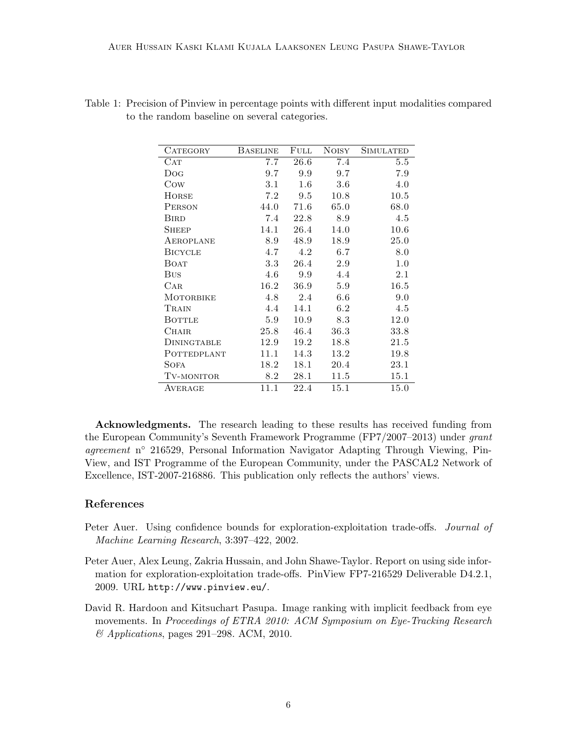Table 1: Precision of Pinview in percentage points with different input modalities compared to the random baseline on several categories.

| Category | Baseline | Full | Noisy | Simulated |
|---|---|---|---|---|
| Cat | 7.7 | 26.6 | 7.4 | 5.5 |
| Dog | 9.7 | 9.9 | 9.7 | 7.9 |
| Cow | 3.1 | 1.6 | 3.6 | 4.0 |
| Horse | 7.2 | 9.5 | 10.8 | 10.5 |
| Person | 44.0 | 71.6 | 65.0 | 68.0 |
| Bird | 7.4 | 22.8 | 8.9 | 4.5 |
| Sheep | 14.1 | 26.4 | 14.0 | 10.6 |
| Aeroplane | 8.9 | 48.9 | 18.9 | 25.0 |
| Bicycle | 4.7 | 4.2 | 6.7 | 8.0 |
| Boat | 3.3 | 26.4 | 2.9 | 1.0 |
| Bus | 4.6 | 9.9 | 4.4 | 2.1 |
| Car | 16.2 | 36.9 | 5.9 | 16.5 |
| Motorbike | 4.8 | 2.4 | 6.6 | 9.0 |
| Train | 4.4 | 14.1 | 6.2 | 4.5 |
| Bottle | 5.9 | 10.9 | 8.3 | 12.0 |
| Chair | 25.8 | 46.4 | 36.3 | 33.8 |
| Diningtable | 12.9 | 19.2 | 18.8 | 21.5 |
| Pottedplant | 11.1 | 14.3 | 13.2 | 19.8 |
| Sofa | 18.2 | 18.1 | 20.4 | 23.1 |
| Tv-monitor | 8.2 | 28.1 | 11.5 | 15.1 |
| Average | 11.1 | 22.4 | 15.1 | 15.0 |

**Acknowledgments.** The research leading to these results has received funding from the European Community's Seventh Framework Programme (FP7/2007–2013) under *grant agreement* n° 216529, Personal Information Navigator Adapting Through Viewing, PinView, and IST Programme of the European Community, under the PASCAL2 Network of Excellence, IST-2007-216886. This publication only reflects the authors' views.

## References

Peter Auer. Using confidence bounds for exploration-exploitation trade-offs. *Journal of Machine Learning Research*, 3:397–422, 2002.

Peter Auer, Alex Leung, Zakria Hussain, and John Shawe-Taylor. Report on using side information for exploration-exploitation trade-offs. PinView FP7-216529 Deliverable D4.2.1, 2009. URL http://www.pinview.eu/.

David R. Hardoon and Kitsuchart Pasupa. Image ranking with implicit feedback from eye movements. In *Proceedings of ETRA 2010: ACM Symposium on Eye-Tracking Research & Applications*, pages 291–298. ACM, 2010.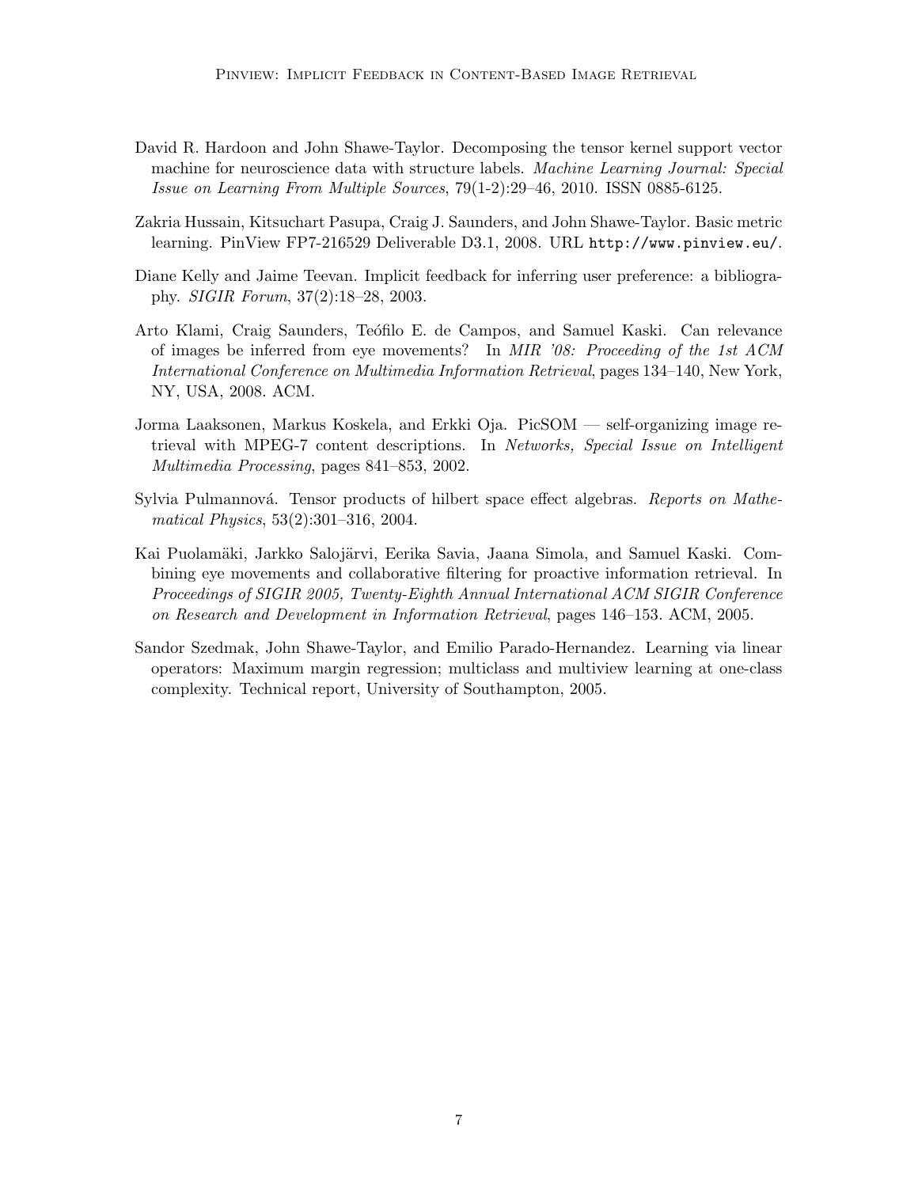David R. Hardoon and John Shawe-Taylor. Decomposing the tensor kernel support vector machine for neuroscience data with structure labels. *Machine Learning Journal: Special Issue on Learning From Multiple Sources*, 79(1-2):29–46, 2010. ISSN 0885-6125.

Zakria Hussain, Kitsuchart Pasupa, Craig J. Saunders, and John Shawe-Taylor. Basic metric learning. PinView FP7-216529 Deliverable D3.1, 2008. URL `http://www.pinview.eu/`.

Diane Kelly and Jaime Teevan. Implicit feedback for inferring user preference: a bibliography. *SIGIR Forum*, 37(2):18–28, 2003.

Arto Klami, Craig Saunders, Teófilo E. de Campos, and Samuel Kaski. Can relevance of images be inferred from eye movements? In *MIR '08: Proceeding of the 1st ACM International Conference on Multimedia Information Retrieval*, pages 134–140, New York, NY, USA, 2008. ACM.

Jorma Laaksonen, Markus Koskela, and Erkki Oja. PicSOM — self-organizing image retrieval with MPEG-7 content descriptions. In *Networks, Special Issue on Intelligent Multimedia Processing*, pages 841–853, 2002.

Sylvia Pulmannová. Tensor products of hilbert space effect algebras. *Reports on Mathematical Physics*, 53(2):301–316, 2004.

Kai Puolamäki, Jarkko Salojärvi, Eerika Savia, Jaana Simola, and Samuel Kaski. Combining eye movements and collaborative filtering for proactive information retrieval. In *Proceedings of SIGIR 2005, Twenty-Eighth Annual International ACM SIGIR Conference on Research and Development in Information Retrieval*, pages 146–153. ACM, 2005.

Sandor Szedmak, John Shawe-Taylor, and Emilio Parado-Hernandez. Learning via linear operators: Maximum margin regression; multiclass and multiview learning at one-class complexity. Technical report, University of Southampton, 2005.